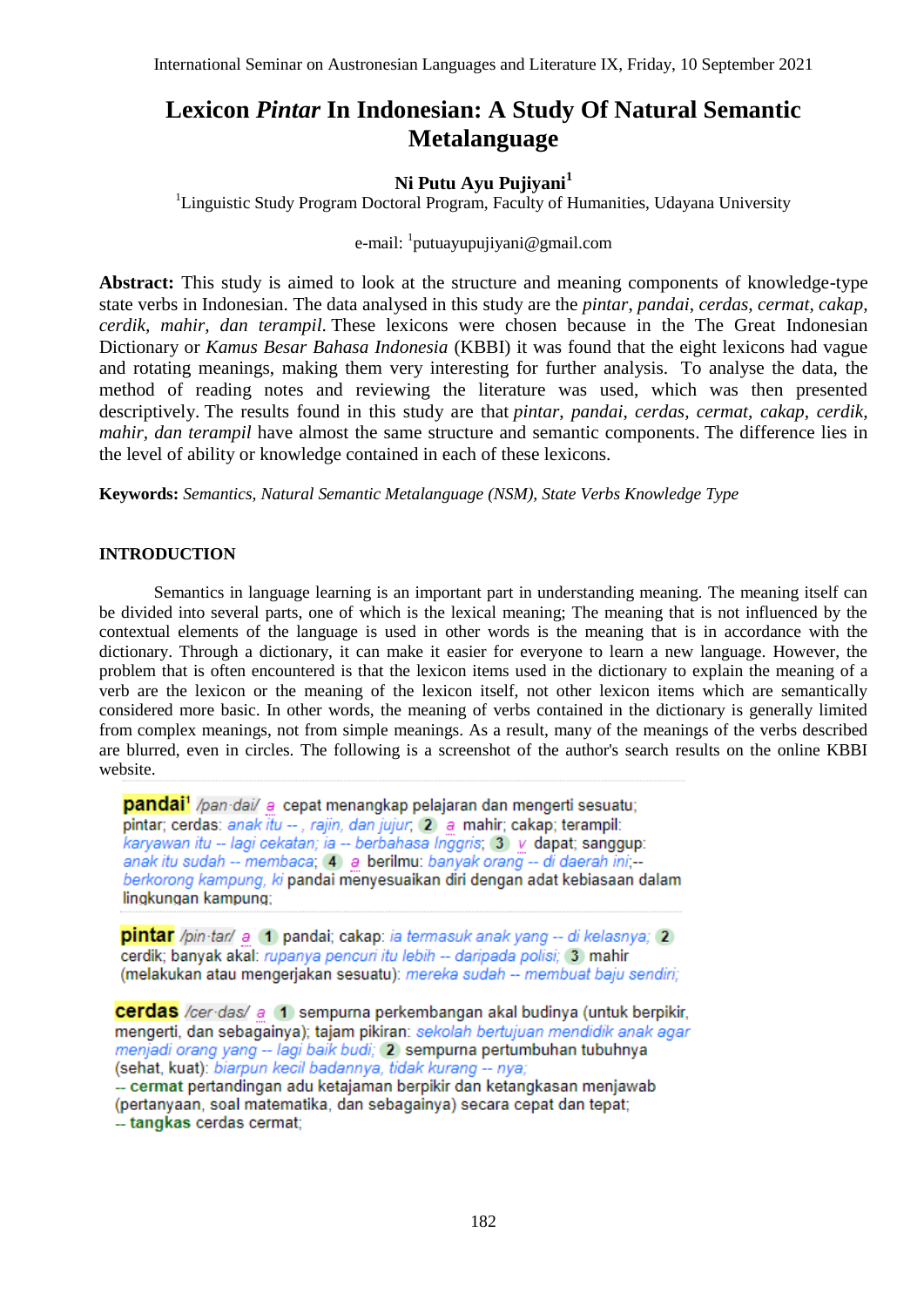# Lexicon *Pintar* In Indonesian: A Study Of Natural Semantic Metalanguage

**Ni Putu Ayu Pujiyani**[1]

[1]Linguistic Study Program Doctoral Program, Faculty of Humanities, Udayana University

e-mail: [1]putuayupujiyani@gmail.com

**Abstract:** This study is aimed to look at the structure and meaning components of knowledge-type state verbs in Indonesian. The data analysed in this study are the *pintar*, *pandai*, *cerdas, cermat, cakap, cerdik, mahir, dan terampil.* These lexicons were chosen because in the The Great Indonesian Dictionary or *Kamus Besar Bahasa Indonesia* (KBBI) it was found that the eight lexicons had vague and rotating meanings, making them very interesting for further analysis. To analyse the data, the method of reading notes and reviewing the literature was used, which was then presented descriptively. The results found in this study are that *pintar, pandai, cerdas, cermat, cakap, cerdik, mahir, dan terampil* have almost the same structure and semantic components. The difference lies in the level of ability or knowledge contained in each of these lexicons.

**Keywords:** *Semantics, Natural Semantic Metalanguage (NSM), State Verbs Knowledge Type*

## INTRODUCTION

Semantics in language learning is an important part in understanding meaning. The meaning itself can be divided into several parts, one of which is the lexical meaning; The meaning that is not influenced by the contextual elements of the language is used in other words is the meaning that is in accordance with the dictionary. Through a dictionary, it can make it easier for everyone to learn a new language. However, the problem that is often encountered is that the lexicon items used in the dictionary to explain the meaning of a verb are the lexicon or the meaning of the lexicon itself, not other lexicon items which are semantically considered more basic. In other words, the meaning of verbs contained in the dictionary is generally limited from complex meanings, not from simple meanings. As a result, many of the meanings of the verbs described are blurred, even in circles. The following is a screenshot of the author's search results on the online KBBI website.

**pandai**[1] /pan·dai/ *a* cepat menangkap pelajaran dan mengerti sesuatu; pintar; cerdas: *anak itu --, rajin, dan jujur;* **2** *a* mahir; cakap; terampil: *karyawan itu -- lagi cekatan; ia -- berbahasa Inggris;* **3** *v* dapat; sanggup: *anak itu sudah -- membaca;* **4** *a* berilmu: *banyak orang -- di daerah ini;*-- *berkorong kampung, ki* pandai menyesuaikan diri dengan adat kebiasaan dalam lingkungan kampung;

**pintar** /pin·tar/ *a* **1** pandai; cakap: *ia termasuk anak yang -- di kelasnya;* **2** cerdik; banyak akal: *rupanya pencuri itu lebih -- daripada polisi;* **3** mahir (melakukan atau mengerjakan sesuatu): *mereka sudah -- membuat baju sendiri;*

**cerdas** /cer·das/ *a* **1** sempurna perkembangan akal budinya (untuk berpikir, mengerti, dan sebagainya); tajam pikiran: *sekolah bertujuan mendidik anak agar menjadi orang yang -- lagi baik budi;* **2** sempurna pertumbuhan tubuhnya (sehat, kuat): *biarpun kecil badannya, tidak kurang -- nya;*
-- **cermat** pertandingan adu ketajaman berpikir dan ketangkasan menjawab (pertanyaan, soal matematika, dan sebagainya) secara cepat dan tepat;
-- **tangkas** cerdas cermat;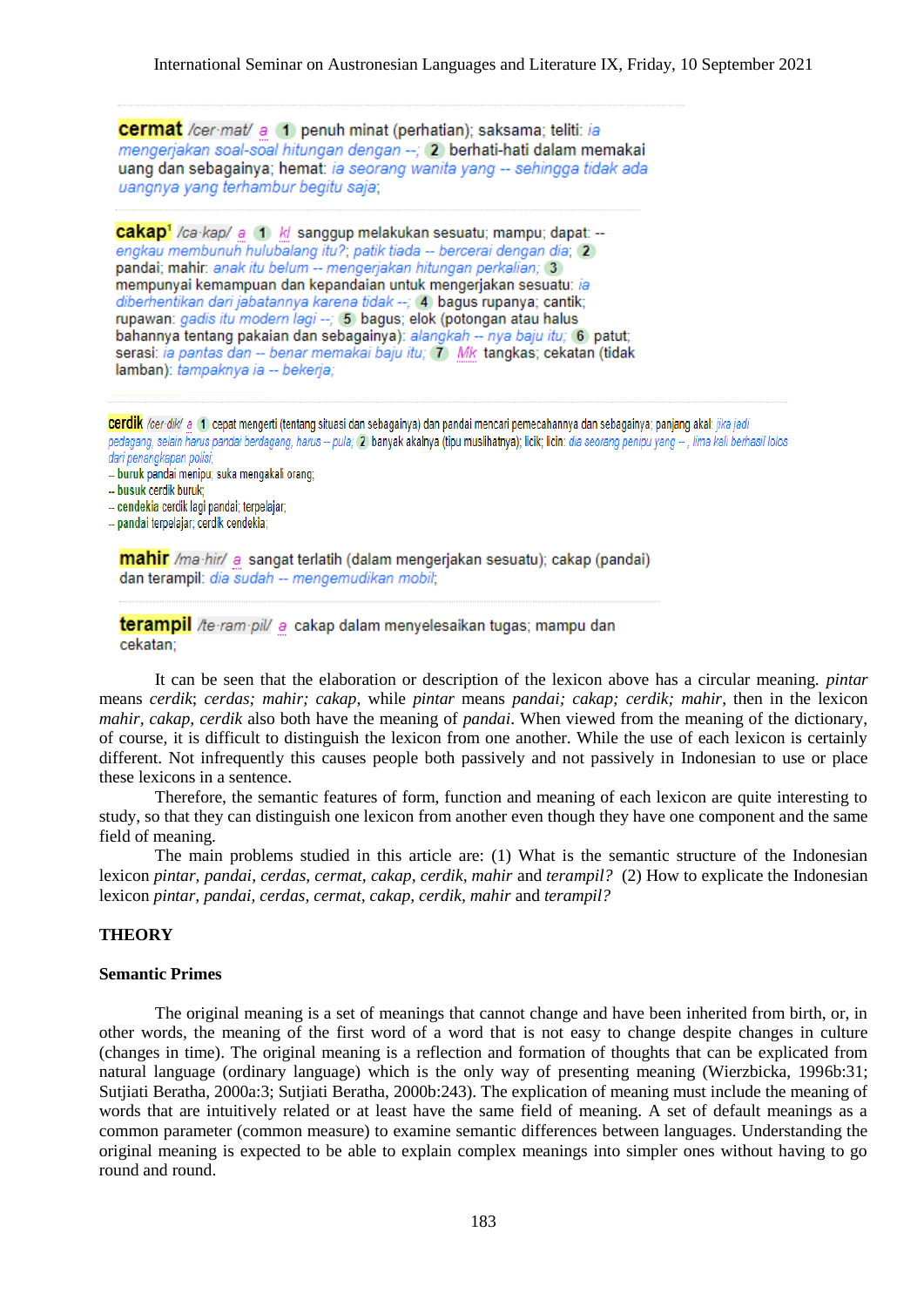**cermat** /cer·mat/ *a* 1 penuh minat (perhatian); saksama; teliti: *ia mengerjakan soal-soal hitungan dengan --;* 2 berhati-hati dalam memakai uang dan sebagainya; hemat: *ia seorang wanita yang -- sehingga tidak ada uangnya yang terhambur begitu saja;*

**cakap**[1] /ca·kap/ *a* 1 *kl* sanggup melakukan sesuatu; mampu; dapat: -- *engkau membunuh hulubalang itu?; patik tiada -- bercerai dengan dia;* 2 pandai; mahir: *anak itu belum -- mengerjakan hitungan perkalian;* 3 mempunyai kemampuan dan kepandaian untuk mengerjakan sesuatu: *ia diberhentikan dari jabatannya karena tidak --;* 4 bagus rupanya; cantik; rupawan: *gadis itu modern lagi --;* 5 bagus; elok (potongan atau halus bahannya tentang pakaian dan sebagainya): *alangkah -- nya baju itu;* 6 patut; serasi: *ia pantas dan -- benar memakai baju itu;* 7 *Mk* tangkas; cekatan (tidak lamban): *tampaknya ia -- bekerja;*

**cerdik** /cer·dik/ *a* 1 cepat mengerti (tentang situasi dan sebagainya) dan pandai mencari pemecahannya dan sebagainya; panjang akal: *jika jadi pedagang, selain harus pandai berdagang, harus -- pula;* 2 banyak akalnya (tipu muslihatnya); licik; licin: *dia seorang penipu yang --, lima kali berhasil lolos dari perangkapan polisi;*
-- **buruk** pandai menipu; suka mengakali orang;
-- **busuk** cerdik buruk;
-- **cendekia** cerdik lagi pandai; terpelajar;
-- **pandai** terpelajar; cerdik cendekia;

**mahir** /ma·hir/ *a* sangat terlatih (dalam mengerjakan sesuatu); cakap (pandai) dan terampil: *dia sudah -- mengemudikan mobil;*

**terampil** /te·ram·pil/ *a* cakap dalam menyelesaikan tugas; mampu dan cekatan;

It can be seen that the elaboration or description of the lexicon above has a circular meaning. *pintar* means *cerdik*; *cerdas; mahir; cakap*, while *pintar* means *pandai; cakap; cerdik; mahir*, then in the lexicon *mahir*, *cakap*, *cerdik* also both have the meaning of *pandai*. When viewed from the meaning of the dictionary, of course, it is difficult to distinguish the lexicon from one another. While the use of each lexicon is certainly different. Not infrequently this causes people both passively and not passively in Indonesian to use or place these lexicons in a sentence.

Therefore, the semantic features of form, function and meaning of each lexicon are quite interesting to study, so that they can distinguish one lexicon from another even though they have one component and the same field of meaning.

The main problems studied in this article are: (1) What is the semantic structure of the Indonesian lexicon *pintar, pandai*, *cerdas*, *cermat*, *cakap*, *cerdik*, *mahir* and *terampil?* (2) How to explicate the Indonesian lexicon *pintar, pandai*, *cerdas*, *cermat*, *cakap*, *cerdik*, *mahir* and *terampil?*

## THEORY

### Semantic Primes

The original meaning is a set of meanings that cannot change and have been inherited from birth, or, in other words, the meaning of the first word of a word that is not easy to change despite changes in culture (changes in time). The original meaning is a reflection and formation of thoughts that can be explicated from natural language (ordinary language) which is the only way of presenting meaning (Wierzbicka, 1996b:31; Sutjiati Beratha, 2000a:3; Sutjiati Beratha, 2000b:243). The explication of meaning must include the meaning of words that are intuitively related or at least have the same field of meaning. A set of default meanings as a common parameter (common measure) to examine semantic differences between languages. Understanding the original meaning is expected to be able to explain complex meanings into simpler ones without having to go round and round.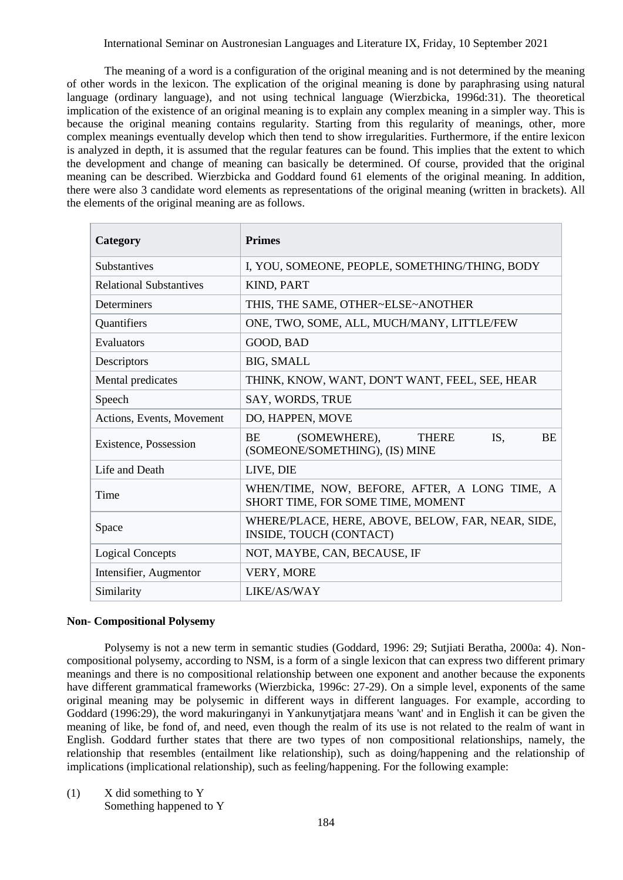The meaning of a word is a configuration of the original meaning and is not determined by the meaning of other words in the lexicon. The explication of the original meaning is done by paraphrasing using natural language (ordinary language), and not using technical language (Wierzbicka, 1996d:31). The theoretical implication of the existence of an original meaning is to explain any complex meaning in a simpler way. This is because the original meaning contains regularity. Starting from this regularity of meanings, other, more complex meanings eventually develop which then tend to show irregularities. Furthermore, if the entire lexicon is analyzed in depth, it is assumed that the regular features can be found. This implies that the extent to which the development and change of meaning can basically be determined. Of course, provided that the original meaning can be described. Wierzbicka and Goddard found 61 elements of the original meaning. In addition, there were also 3 candidate word elements as representations of the original meaning (written in brackets). All the elements of the original meaning are as follows.

| Category | Primes |
|---|---|
| Substantives | I, YOU, SOMEONE, PEOPLE, SOMETHING/THING, BODY |
| Relational Substantives | KIND, PART |
| Determiners | THIS, THE SAME, OTHER~ELSE~ANOTHER |
| Quantifiers | ONE, TWO, SOME, ALL, MUCH/MANY, LITTLE/FEW |
| Evaluators | GOOD, BAD |
| Descriptors | BIG, SMALL |
| Mental predicates | THINK, KNOW, WANT, DON'T WANT, FEEL, SEE, HEAR |
| Speech | SAY, WORDS, TRUE |
| Actions, Events, Movement | DO, HAPPEN, MOVE |
| Existence, Possession | BE (SOMEWHERE), THERE IS, BE (SOMEONE/SOMETHING), (IS) MINE |
| Life and Death | LIVE, DIE |
| Time | WHEN/TIME, NOW, BEFORE, AFTER, A LONG TIME, A SHORT TIME, FOR SOME TIME, MOMENT |
| Space | WHERE/PLACE, HERE, ABOVE, BELOW, FAR, NEAR, SIDE, INSIDE, TOUCH (CONTACT) |
| Logical Concepts | NOT, MAYBE, CAN, BECAUSE, IF |
| Intensifier, Augmentor | VERY, MORE |
| Similarity | LIKE/AS/WAY |

**Non- Compositional Polysemy**

Polysemy is not a new term in semantic studies (Goddard, 1996: 29; Sutjiati Beratha, 2000a: 4). Non-compositional polysemy, according to NSM, is a form of a single lexicon that can express two different primary meanings and there is no compositional relationship between one exponent and another because the exponents have different grammatical frameworks (Wierzbicka, 1996c: 27-29). On a simple level, exponents of the same original meaning may be polysemic in different ways in different languages. For example, according to Goddard (1996:29), the word makuringanyi in Yankunytjatjara means 'want' and in English it can be given the meaning of like, be fond of, and need, even though the realm of its use is not related to the realm of want in English. Goddard further states that there are two types of non compositional relationships, namely, the relationship that resembles (entailment like relationship), such as doing/happening and the relationship of implications (implicational relationship), such as feeling/happening. For the following example:

(1) X did something to Y
Something happened to Y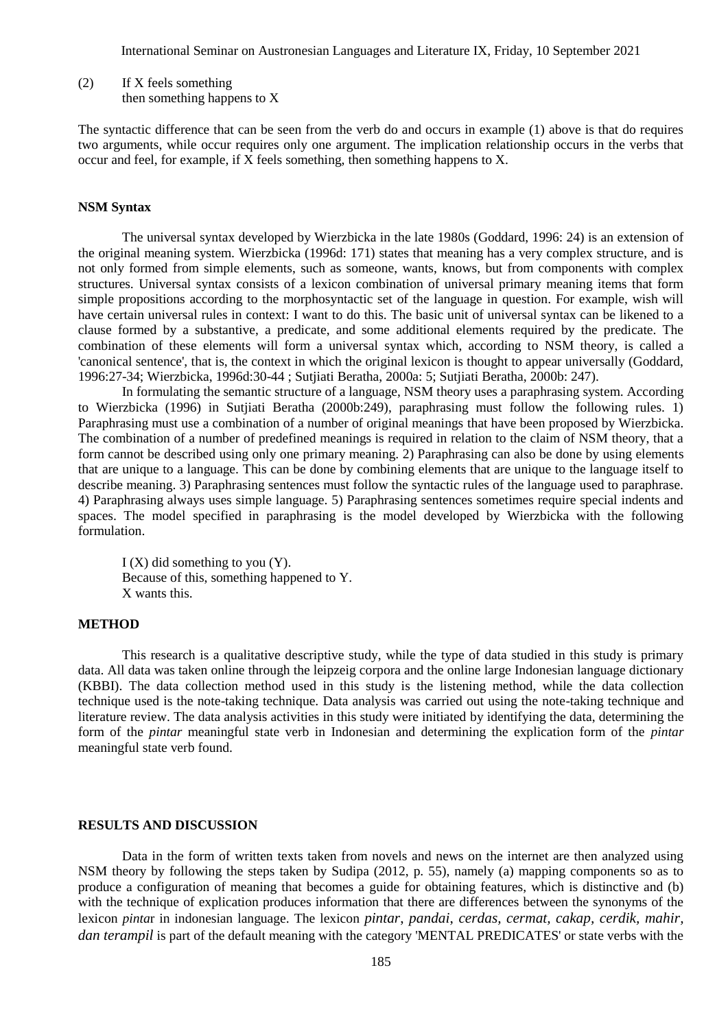(2) If X feels something
 then something happens to X

The syntactic difference that can be seen from the verb do and occurs in example (1) above is that do requires two arguments, while occur requires only one argument. The implication relationship occurs in the verbs that occur and feel, for example, if X feels something, then something happens to X.

### NSM Syntax

The universal syntax developed by Wierzbicka in the late 1980s (Goddard, 1996: 24) is an extension of the original meaning system. Wierzbicka (1996d: 171) states that meaning has a very complex structure, and is not only formed from simple elements, such as someone, wants, knows, but from components with complex structures. Universal syntax consists of a lexicon combination of universal primary meaning items that form simple propositions according to the morphosyntactic set of the language in question. For example, wish will have certain universal rules in context: I want to do this. The basic unit of universal syntax can be likened to a clause formed by a substantive, a predicate, and some additional elements required by the predicate. The combination of these elements will form a universal syntax which, according to NSM theory, is called a 'canonical sentence', that is, the context in which the original lexicon is thought to appear universally (Goddard, 1996:27-34; Wierzbicka, 1996d:30-44 ; Sutjiati Beratha, 2000a: 5; Sutjiati Beratha, 2000b: 247).

In formulating the semantic structure of a language, NSM theory uses a paraphrasing system. According to Wierzbicka (1996) in Sutjiati Beratha (2000b:249), paraphrasing must follow the following rules. 1) Paraphrasing must use a combination of a number of original meanings that have been proposed by Wierzbicka. The combination of a number of predefined meanings is required in relation to the claim of NSM theory, that a form cannot be described using only one primary meaning. 2) Paraphrasing can also be done by using elements that are unique to a language. This can be done by combining elements that are unique to the language itself to describe meaning. 3) Paraphrasing sentences must follow the syntactic rules of the language used to paraphrase. 4) Paraphrasing always uses simple language. 5) Paraphrasing sentences sometimes require special indents and spaces. The model specified in paraphrasing is the model developed by Wierzbicka with the following formulation.

I (X) did something to you (Y).
Because of this, something happened to Y.
X wants this.

## METHOD

This research is a qualitative descriptive study, while the type of data studied in this study is primary data. All data was taken online through the leipzeig corpora and the online large Indonesian language dictionary (KBBI). The data collection method used in this study is the listening method, while the data collection technique used is the note-taking technique. Data analysis was carried out using the note-taking technique and literature review. The data analysis activities in this study were initiated by identifying the data, determining the form of the *pintar* meaningful state verb in Indonesian and determining the explication form of the *pintar* meaningful state verb found.

## RESULTS AND DISCUSSION

Data in the form of written texts taken from novels and news on the internet are then analyzed using NSM theory by following the steps taken by Sudipa (2012, p. 55), namely (a) mapping components so as to produce a configuration of meaning that becomes a guide for obtaining features, which is distinctive and (b) with the technique of explication produces information that there are differences between the synonyms of the lexicon *pintar* in indonesian language. The lexicon *pintar*, *pandai*, *cerdas*, *cermat*, *cakap*, *cerdik*, *mahir*, *dan terampil* is part of the default meaning with the category 'MENTAL PREDICATES' or state verbs with the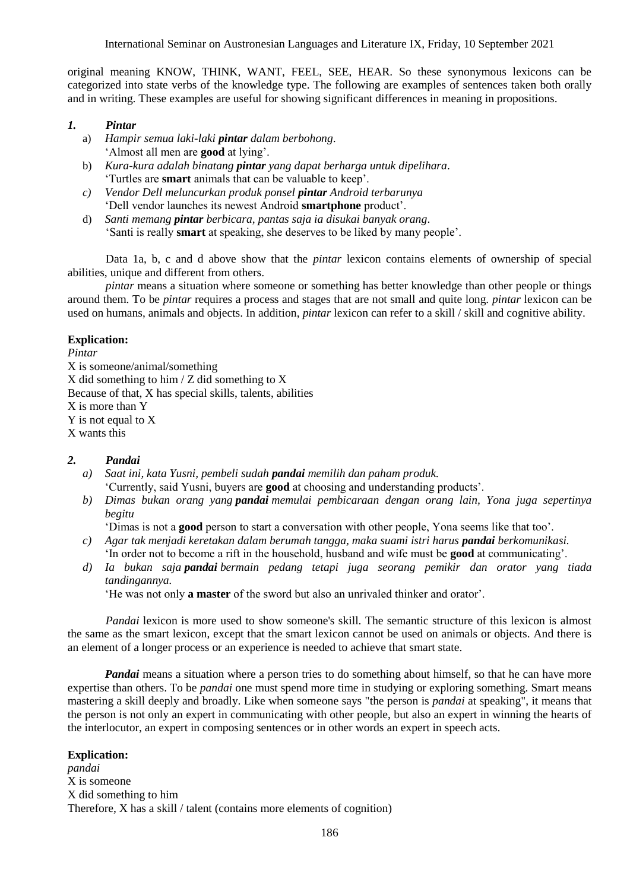original meaning KNOW, THINK, WANT, FEEL, SEE, HEAR. So these synonymous lexicons can be categorized into state verbs of the knowledge type. The following are examples of sentences taken both orally and in writing. These examples are useful for showing significant differences in meaning in propositions.

### *1. Pintar*

a) *Hampir semua laki-laki **pintar** dalam berbohong*.
   'Almost all men are **good** at lying'.

b) *Kura-kura adalah binatang **pintar** yang dapat berharga untuk dipelihara*.
   'Turtles are **smart** animals that can be valuable to keep'.

*c) Vendor Dell meluncurkan produk ponsel **pintar** Android terbarunya*
   'Dell vendor launches its newest Android **smartphone** product'.

d) *Santi memang **pintar** berbicara, pantas saja ia disukai banyak orang*.
   'Santi is really **smart** at speaking, she deserves to be liked by many people'.

Data 1a, b, c and d above show that the *pintar* lexicon contains elements of ownership of special abilities, unique and different from others.

*pintar* means a situation where someone or something has better knowledge than other people or things around them. To be *pintar* requires a process and stages that are not small and quite long. *pintar* lexicon can be used on humans, animals and objects. In addition, *pintar* lexicon can refer to a skill / skill and cognitive ability.

**Explication:**

*Pintar*
X is someone/animal/something
X did something to him / Z did something to X
Because of that, X has special skills, talents, abilities
X is more than Y
Y is not equal to X
X wants this

### *2. Pandai*

*a) Saat ini, kata Yusni, pembeli sudah **pandai** memilih dan paham produk.*
   'Currently, said Yusni, buyers are **good** at choosing and understanding products'.

*b) Dimas bukan orang yang **pandai** memulai pembicaraan dengan orang lain, Yona juga sepertinya begitu*
   'Dimas is not a **good** person to start a conversation with other people, Yona seems like that too'.

*c) Agar tak menjadi keretakan dalam berumah tangga, maka suami istri harus **pandai** berkomunikasi.*
   'In order not to become a rift in the household, husband and wife must be **good** at communicating'.

*d) Ia bukan saja **pandai** bermain pedang tetapi juga seorang pemikir dan orator yang tiada tandingannya.*
   'He was not only **a master** of the sword but also an unrivaled thinker and orator'.

*Pandai* lexicon is more used to show someone's skill. The semantic structure of this lexicon is almost the same as the smart lexicon, except that the smart lexicon cannot be used on animals or objects. And there is an element of a longer process or an experience is needed to achieve that smart state.

***Pandai*** means a situation where a person tries to do something about himself, so that he can have more expertise than others. To be *pandai* one must spend more time in studying or exploring something. Smart means mastering a skill deeply and broadly. Like when someone says "the person is *pandai* at speaking", it means that the person is not only an expert in communicating with other people, but also an expert in winning the hearts of the interlocutor, an expert in composing sentences or in other words an expert in speech acts.

**Explication:**

*pandai*
X is someone
X did something to him
Therefore, X has a skill / talent (contains more elements of cognition)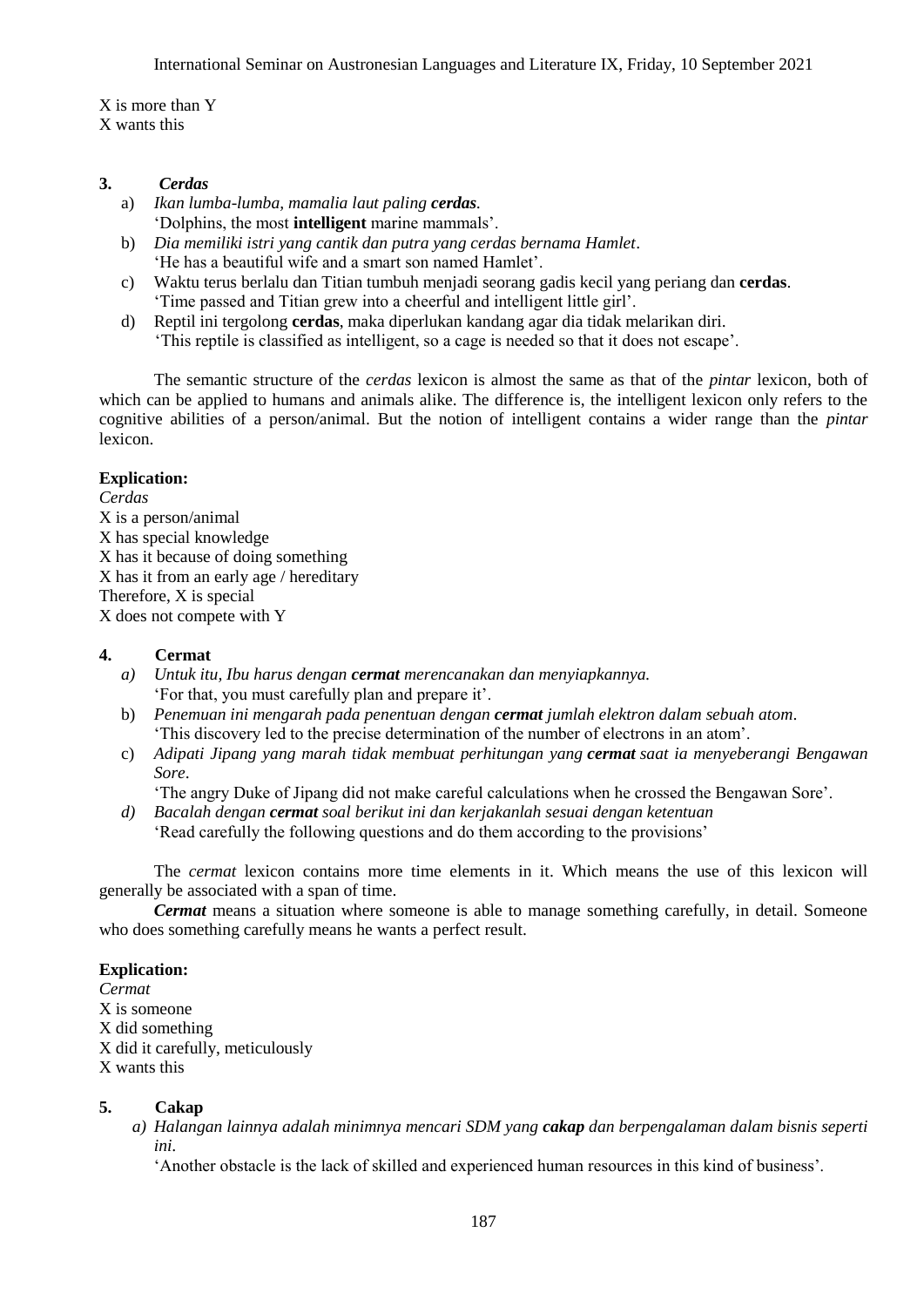X is more than Y
X wants this

### 3. *Cerdas*

a) *Ikan lumba-lumba, mamalia laut paling **cerdas**.*
'Dolphins, the most **intelligent** marine mammals'.

b) *Dia memiliki istri yang cantik dan putra yang cerdas bernama Hamlet*.
'He has a beautiful wife and a smart son named Hamlet'.

c) Waktu terus berlalu dan Titian tumbuh menjadi seorang gadis kecil yang periang dan **cerdas**.
'Time passed and Titian grew into a cheerful and intelligent little girl'.

d) Reptil ini tergolong **cerdas**, maka diperlukan kandang agar dia tidak melarikan diri.
'This reptile is classified as intelligent, so a cage is needed so that it does not escape'.

The semantic structure of the *cerdas* lexicon is almost the same as that of the *pintar* lexicon, both of which can be applied to humans and animals alike. The difference is, the intelligent lexicon only refers to the cognitive abilities of a person/animal. But the notion of intelligent contains a wider range than the *pintar* lexicon.

**Explication:**

*Cerdas*
X is a person/animal
X has special knowledge
X has it because of doing something
X has it from an early age / hereditary
Therefore, X is special
X does not compete with Y

### 4. Cermat

a) *Untuk itu, Ibu harus dengan **cermat** merencanakan dan menyiapkannya.*
'For that, you must carefully plan and prepare it'.

b) *Penemuan ini mengarah pada penentuan dengan **cermat** jumlah elektron dalam sebuah atom*.
'This discovery led to the precise determination of the number of electrons in an atom'.

c) *Adipati Jipang yang marah tidak membuat perhitungan yang **cermat** saat ia menyeberangi Bengawan Sore*.
'The angry Duke of Jipang did not make careful calculations when he crossed the Bengawan Sore'.

d) *Bacalah dengan **cermat** soal berikut ini dan kerjakanlah sesuai dengan ketentuan*
'Read carefully the following questions and do them according to the provisions'

The *cermat* lexicon contains more time elements in it. Which means the use of this lexicon will generally be associated with a span of time.

***Cermat*** means a situation where someone is able to manage something carefully, in detail. Someone who does something carefully means he wants a perfect result.

**Explication:**

*Cermat*
X is someone
X did something
X did it carefully, meticulously
X wants this

### 5. Cakap

a) *Halangan lainnya adalah minimnya mencari SDM yang **cakap** dan berpengalaman dalam bisnis seperti ini*.
'Another obstacle is the lack of skilled and experienced human resources in this kind of business'.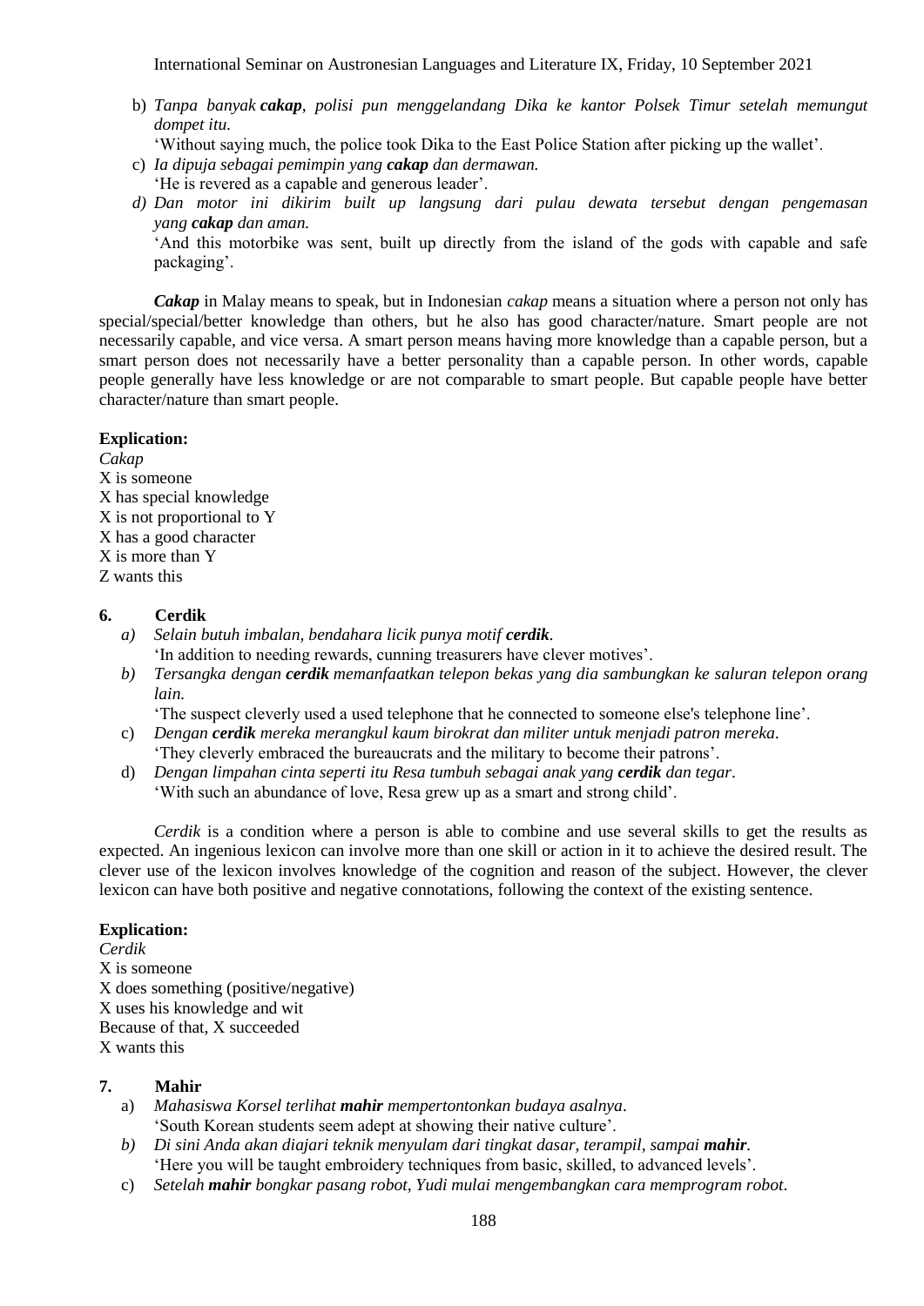b) *Tanpa banyak **cakap**, polisi pun menggelandang Dika ke kantor Polsek Timur setelah memungut dompet itu.*
   'Without saying much, the police took Dika to the East Police Station after picking up the wallet'.
c) *Ia dipuja sebagai pemimpin yang **cakap** dan dermawan.*
   'He is revered as a capable and generous leader'.
d) *Dan motor ini dikirim built up langsung dari pulau dewata tersebut dengan pengemasan yang **cakap** dan aman.*
   'And this motorbike was sent, built up directly from the island of the gods with capable and safe packaging'.

***Cakap*** in Malay means to speak, but in Indonesian *cakap* means a situation where a person not only has special/special/better knowledge than others, but he also has good character/nature. Smart people are not necessarily capable, and vice versa. A smart person means having more knowledge than a capable person, but a smart person does not necessarily have a better personality than a capable person. In other words, capable people generally have less knowledge or are not comparable to smart people. But capable people have better character/nature than smart people.

**Explication:**

*Cakap*
X is someone
X has special knowledge
X is not proportional to Y
X has a good character
X is more than Y
Z wants this

**6. Cerdik**

a) *Selain butuh imbalan, bendahara licik punya motif **cerdik**.*
   'In addition to needing rewards, cunning treasurers have clever motives'.
b) *Tersangka dengan **cerdik** memanfaatkan telepon bekas yang dia sambungkan ke saluran telepon orang lain.*
   'The suspect cleverly used a used telephone that he connected to someone else's telephone line'.
c) *Dengan **cerdik** mereka merangkul kaum birokrat dan militer untuk menjadi patron mereka.*
   'They cleverly embraced the bureaucrats and the military to become their patrons'.
d) *Dengan limpahan cinta seperti itu Resa tumbuh sebagai anak yang **cerdik** dan tegar.*
   'With such an abundance of love, Resa grew up as a smart and strong child'.

*Cerdik* is a condition where a person is able to combine and use several skills to get the results as expected. An ingenious lexicon can involve more than one skill or action in it to achieve the desired result. The clever use of the lexicon involves knowledge of the cognition and reason of the subject. However, the clever lexicon can have both positive and negative connotations, following the context of the existing sentence.

**Explication:**

*Cerdik*
X is someone
X does something (positive/negative)
X uses his knowledge and wit
Because of that, X succeeded
X wants this

**7. Mahir**

a) *Mahasiswa Korsel terlihat **mahir** mempertontonkan budaya asalnya.*
   'South Korean students seem adept at showing their native culture'.
b) *Di sini Anda akan diajari teknik menyulam dari tingkat dasar, terampil, sampai **mahir**.*
   'Here you will be taught embroidery techniques from basic, skilled, to advanced levels'.
c) *Setelah **mahir** bongkar pasang robot, Yudi mulai mengembangkan cara memprogram robot.*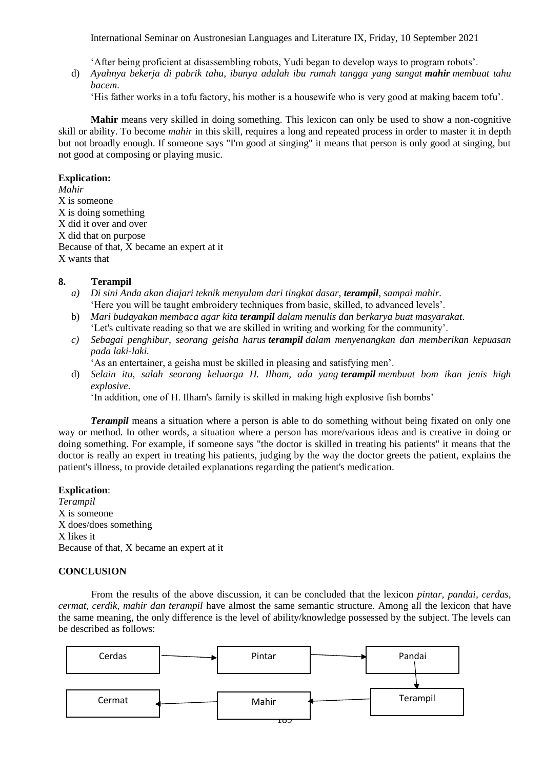'After being proficient at disassembling robots, Yudi began to develop ways to program robots'.

d) *Ayahnya bekerja di pabrik tahu, ibunya adalah ibu rumah tangga yang sangat **mahir** membuat tahu bacem.*
'His father works in a tofu factory, his mother is a housewife who is very good at making bacem tofu'.

**Mahir** means very skilled in doing something. This lexicon can only be used to show a non-cognitive skill or ability. To become *mahir* in this skill, requires a long and repeated process in order to master it in depth but not broadly enough. If someone says "I'm good at singing" it means that person is only good at singing, but not good at composing or playing music.

**Explication:**
*Mahir*
X is someone
X is doing something
X did it over and over
X did that on purpose
Because of that, X became an expert at it
X wants that

## 8. Terampil

*a) Di sini Anda akan diajari teknik menyulam dari tingkat dasar, **terampil**, sampai mahir.*
'Here you will be taught embroidery techniques from basic, skilled, to advanced levels'.

b) *Mari budayakan membaca agar kita **terampil** dalam menulis dan berkarya buat masyarakat.*
'Let's cultivate reading so that we are skilled in writing and working for the community'.

*c) Sebagai penghibur, seorang geisha harus **terampil** dalam menyenangkan dan memberikan kepuasan pada laki-laki.*
'As an entertainer, a geisha must be skilled in pleasing and satisfying men'.

d) *Selain itu, salah seorang keluarga H. Ilham, ada yang **terampil** membuat bom ikan jenis high explosive.*
'In addition, one of H. Ilham's family is skilled in making high explosive fish bombs'

***Terampil*** means a situation where a person is able to do something without being fixated on only one way or method. In other words, a situation where a person has more/various ideas and is creative in doing or doing something. For example, if someone says "the doctor is skilled in treating his patients" it means that the doctor is really an expert in treating his patients, judging by the way the doctor greets the patient, explains the patient's illness, to provide detailed explanations regarding the patient's medication.

**Explication**:
*Terampil*
X is someone
X does/does something
X likes it
Because of that, X became an expert at it

## CONCLUSION

From the results of the above discussion, it can be concluded that the lexicon *pintar, pandai, cerdas, cermat, cerdik, mahir dan terampil* have almost the same semantic structure. Among all the lexicon that have the same meaning, the only difference is the level of ability/knowledge possessed by the subject. The levels can be described as follows:

Cerdas → Pintar → Pandai → Terampil → Mahir → Cermat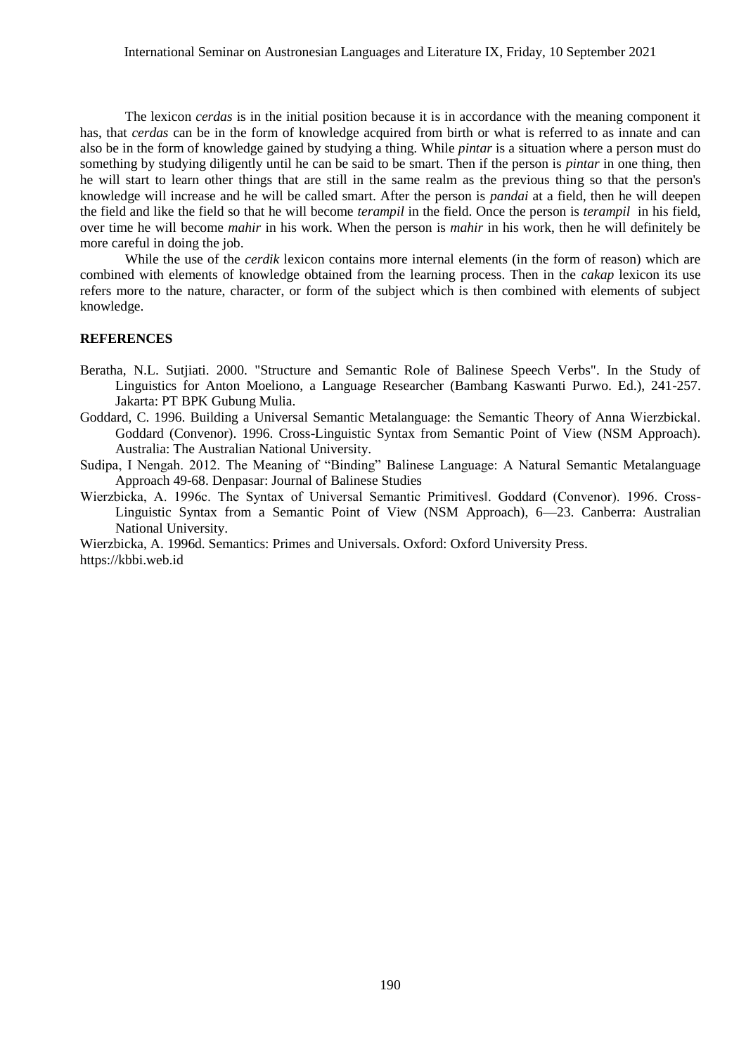The lexicon *cerdas* is in the initial position because it is in accordance with the meaning component it has, that *cerdas* can be in the form of knowledge acquired from birth or what is referred to as innate and can also be in the form of knowledge gained by studying a thing. While *pintar* is a situation where a person must do something by studying diligently until he can be said to be smart. Then if the person is *pintar* in one thing, then he will start to learn other things that are still in the same realm as the previous thing so that the person's knowledge will increase and he will be called smart. After the person is *pandai* at a field, then he will deepen the field and like the field so that he will become *terampil* in the field. Once the person is *terampil* in his field, over time he will become *mahir* in his work. When the person is *mahir* in his work, then he will definitely be more careful in doing the job.

While the use of the *cerdik* lexicon contains more internal elements (in the form of reason) which are combined with elements of knowledge obtained from the learning process. Then in the *cakap* lexicon its use refers more to the nature, character, or form of the subject which is then combined with elements of subject knowledge.

## REFERENCES

Beratha, N.L. Sutjiati. 2000. "Structure and Semantic Role of Balinese Speech Verbs". In the Study of Linguistics for Anton Moeliono, a Language Researcher (Bambang Kaswanti Purwo. Ed.), 241-257. Jakarta: PT BPK Gubung Mulia.

Goddard, C. 1996. Building a Universal Semantic Metalanguage: the Semantic Theory of Anna Wierzbicka‖. Goddard (Convenor). 1996. Cross-Linguistic Syntax from Semantic Point of View (NSM Approach). Australia: The Australian National University.

Sudipa, I Nengah. 2012. The Meaning of "Binding" Balinese Language: A Natural Semantic Metalanguage Approach 49-68. Denpasar: Journal of Balinese Studies

Wierzbicka, A. 1996c. The Syntax of Universal Semantic Primitives‖. Goddard (Convenor). 1996. Cross-Linguistic Syntax from a Semantic Point of View (NSM Approach), 6—23. Canberra: Australian National University.

Wierzbicka, A. 1996d. Semantics: Primes and Universals. Oxford: Oxford University Press.

https://kbbi.web.id